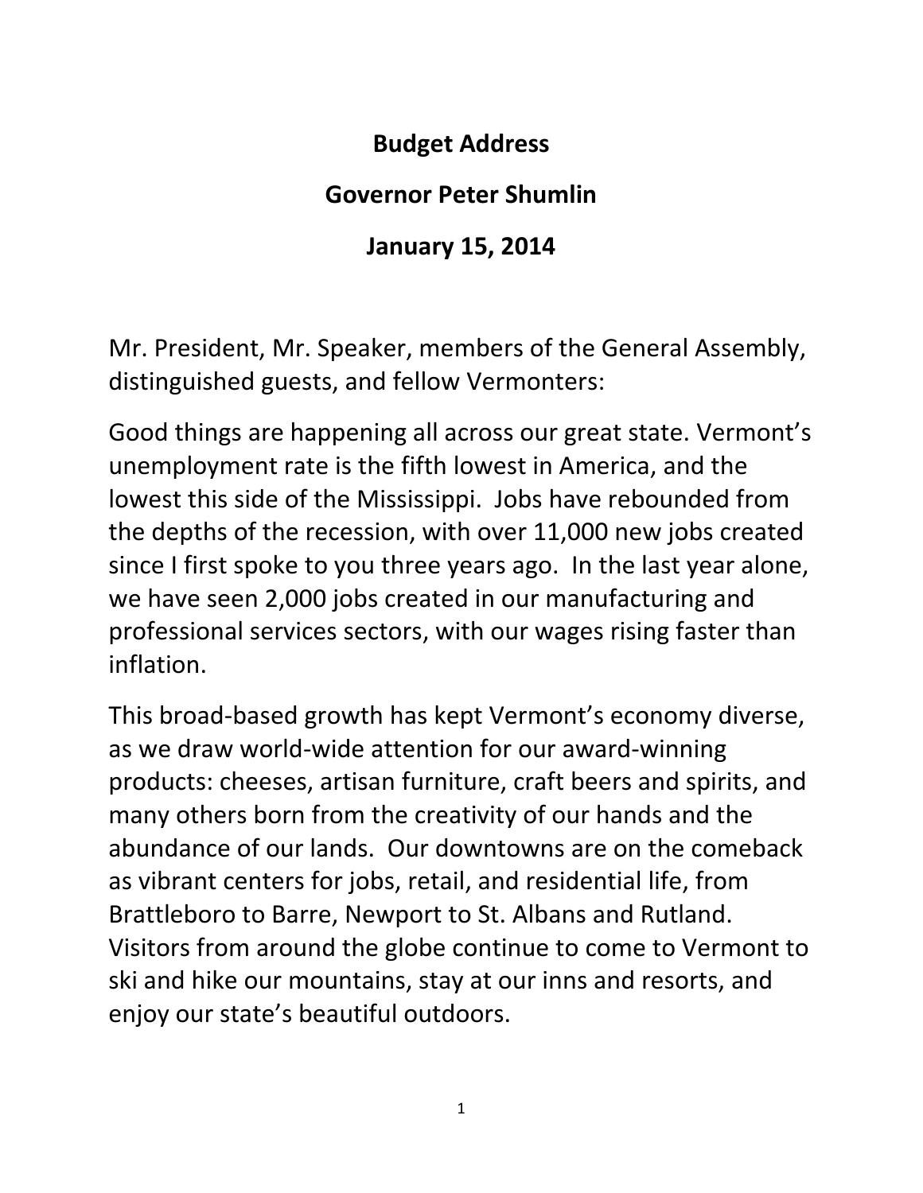# Budget Address

## Governor Peter Shumlin

## January 15, 2014

Mr. President, Mr. Speaker, members of the General Assembly, distinguished guests, and fellow Vermonters:

Good things are happening all across our great state. Vermont's unemployment rate is the fifth lowest in America, and the lowest this side of the Mississippi. Jobs have rebounded from the depths of the recession, with over 11,000 new jobs created since I first spoke to you three years ago. In the last year alone, we have seen 2,000 jobs created in our manufacturing and professional services sectors, with our wages rising faster than inflation.

This broad-based growth has kept Vermont's economy diverse, as we draw world-wide attention for our award-winning products: cheeses, artisan furniture, craft beers and spirits, and many others born from the creativity of our hands and the abundance of our lands. Our downtowns are on the comeback as vibrant centers for jobs, retail, and residential life, from Brattleboro to Barre, Newport to St. Albans and Rutland. Visitors from around the globe continue to come to Vermont to ski and hike our mountains, stay at our inns and resorts, and enjoy our state's beautiful outdoors.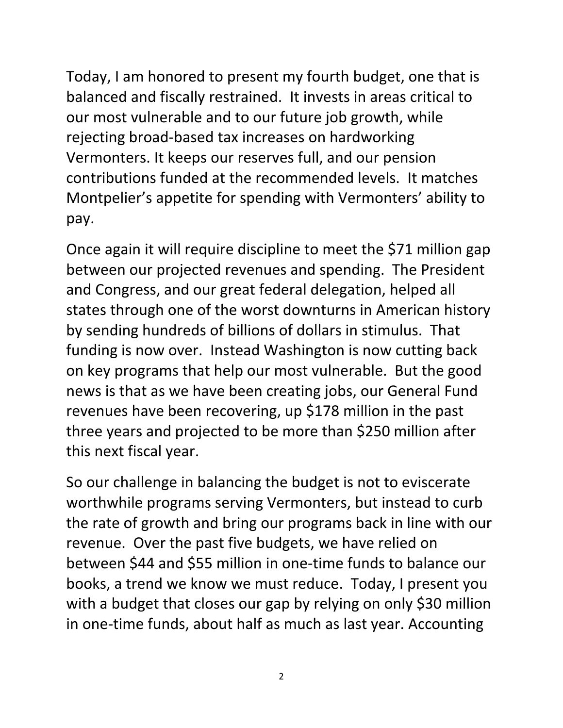Today, I am honored to present my fourth budget, one that is balanced and fiscally restrained. It invests in areas critical to our most vulnerable and to our future job growth, while rejecting broad-based tax increases on hardworking Vermonters. It keeps our reserves full, and our pension contributions funded at the recommended levels. It matches Montpelier's appetite for spending with Vermonters' ability to pay.

Once again it will require discipline to meet the $71 million gap between our projected revenues and spending. The President and Congress, and our great federal delegation, helped all states through one of the worst downturns in American history by sending hundreds of billions of dollars in stimulus. That funding is now over. Instead Washington is now cutting back on key programs that help our most vulnerable. But the good news is that as we have been creating jobs, our General Fund revenues have been recovering, up $178 million in the past three years and projected to be more than $250 million after this next fiscal year.

So our challenge in balancing the budget is not to eviscerate worthwhile programs serving Vermonters, but instead to curb the rate of growth and bring our programs back in line with our revenue. Over the past five budgets, we have relied on between $44 and $55 million in one-time funds to balance our books, a trend we know we must reduce. Today, I present you with a budget that closes our gap by relying on only $30 million in one-time funds, about half as much as last year. Accounting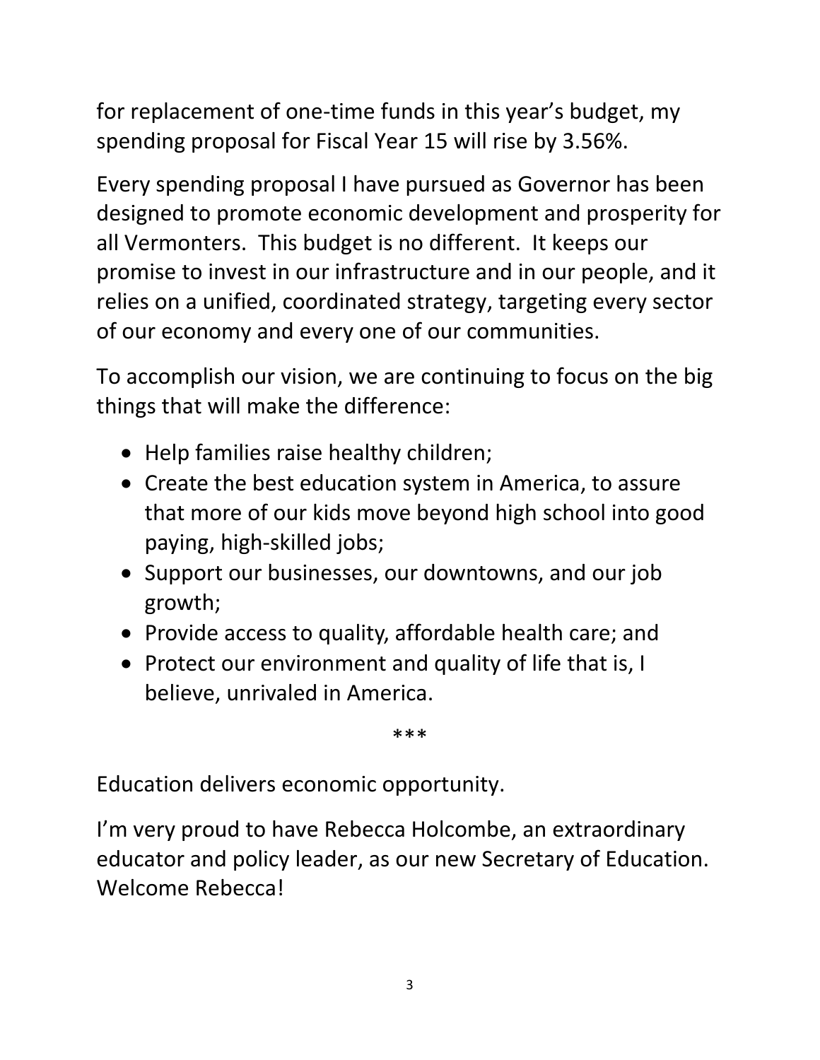for replacement of one-time funds in this year's budget, my spending proposal for Fiscal Year 15 will rise by 3.56%.

Every spending proposal I have pursued as Governor has been designed to promote economic development and prosperity for all Vermonters. This budget is no different. It keeps our promise to invest in our infrastructure and in our people, and it relies on a unified, coordinated strategy, targeting every sector of our economy and every one of our communities.

To accomplish our vision, we are continuing to focus on the big things that will make the difference:

- Help families raise healthy children;
- Create the best education system in America, to assure that more of our kids move beyond high school into good paying, high-skilled jobs;
- Support our businesses, our downtowns, and our job growth;
- Provide access to quality, affordable health care; and
- Protect our environment and quality of life that is, I believe, unrivaled in America.

\*\*\*

Education delivers economic opportunity.

I'm very proud to have Rebecca Holcombe, an extraordinary educator and policy leader, as our new Secretary of Education. Welcome Rebecca!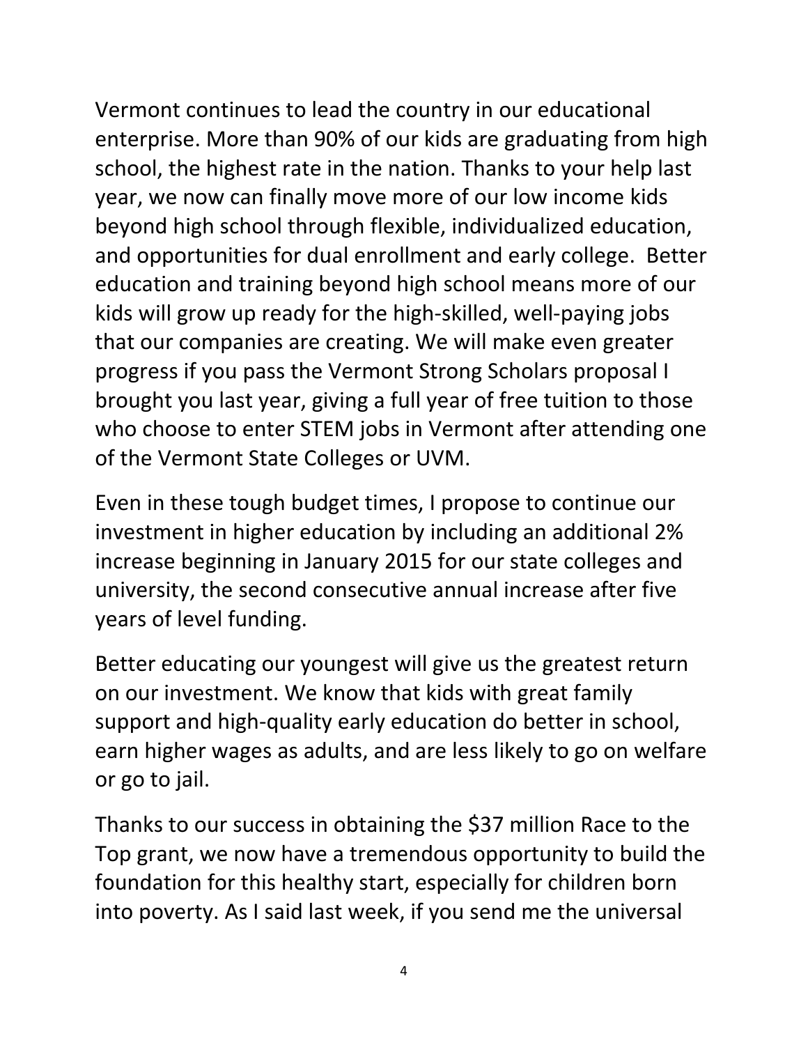Vermont continues to lead the country in our educational enterprise. More than 90% of our kids are graduating from high school, the highest rate in the nation. Thanks to your help last year, we now can finally move more of our low income kids beyond high school through flexible, individualized education, and opportunities for dual enrollment and early college. Better education and training beyond high school means more of our kids will grow up ready for the high-skilled, well-paying jobs that our companies are creating. We will make even greater progress if you pass the Vermont Strong Scholars proposal I brought you last year, giving a full year of free tuition to those who choose to enter STEM jobs in Vermont after attending one of the Vermont State Colleges or UVM.

Even in these tough budget times, I propose to continue our investment in higher education by including an additional 2% increase beginning in January 2015 for our state colleges and university, the second consecutive annual increase after five years of level funding.

Better educating our youngest will give us the greatest return on our investment. We know that kids with great family support and high-quality early education do better in school, earn higher wages as adults, and are less likely to go on welfare or go to jail.

Thanks to our success in obtaining the $37 million Race to the Top grant, we now have a tremendous opportunity to build the foundation for this healthy start, especially for children born into poverty. As I said last week, if you send me the universal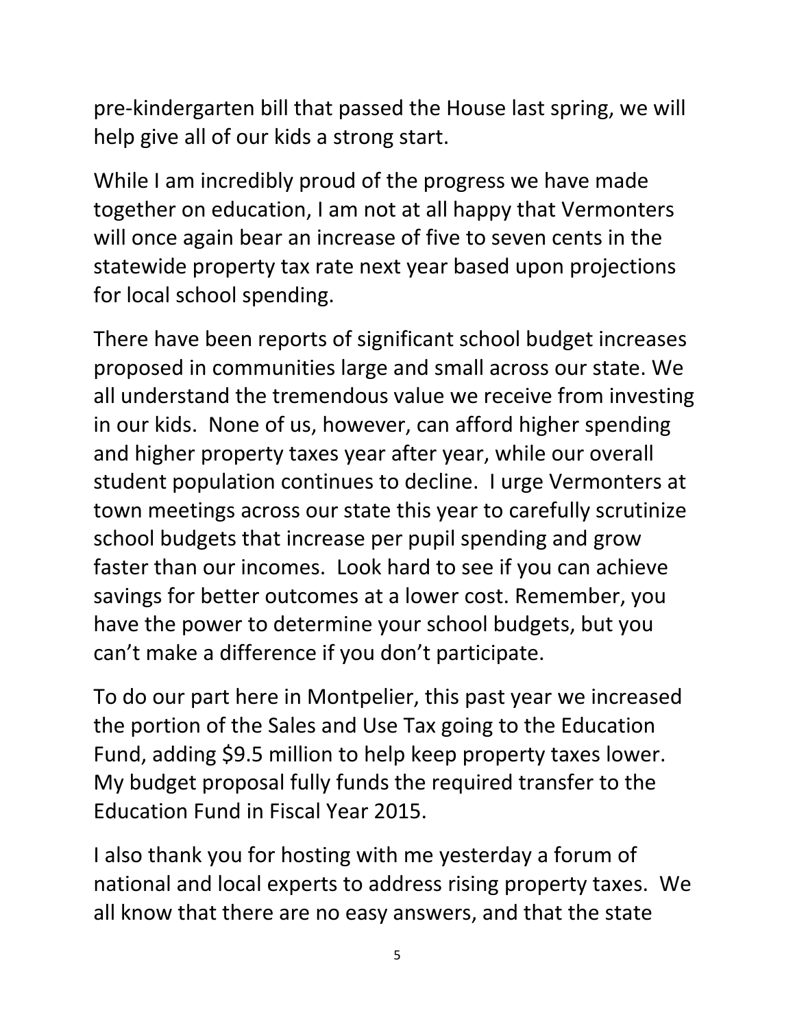pre-kindergarten bill that passed the House last spring, we will help give all of our kids a strong start.

While I am incredibly proud of the progress we have made together on education, I am not at all happy that Vermonters will once again bear an increase of five to seven cents in the statewide property tax rate next year based upon projections for local school spending.

There have been reports of significant school budget increases proposed in communities large and small across our state. We all understand the tremendous value we receive from investing in our kids. None of us, however, can afford higher spending and higher property taxes year after year, while our overall student population continues to decline. I urge Vermonters at town meetings across our state this year to carefully scrutinize school budgets that increase per pupil spending and grow faster than our incomes. Look hard to see if you can achieve savings for better outcomes at a lower cost. Remember, you have the power to determine your school budgets, but you can't make a difference if you don't participate.

To do our part here in Montpelier, this past year we increased the portion of the Sales and Use Tax going to the Education Fund, adding $9.5 million to help keep property taxes lower. My budget proposal fully funds the required transfer to the Education Fund in Fiscal Year 2015.

I also thank you for hosting with me yesterday a forum of national and local experts to address rising property taxes. We all know that there are no easy answers, and that the state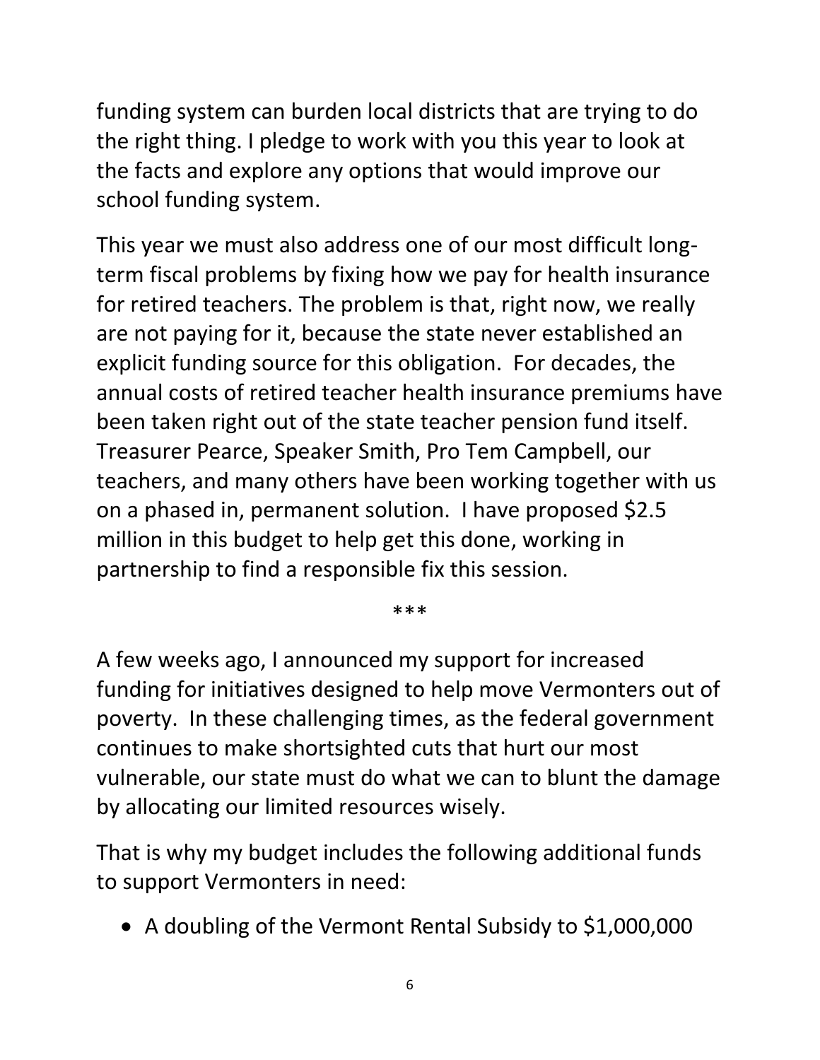funding system can burden local districts that are trying to do the right thing. I pledge to work with you this year to look at the facts and explore any options that would improve our school funding system.

This year we must also address one of our most difficult long-term fiscal problems by fixing how we pay for health insurance for retired teachers. The problem is that, right now, we really are not paying for it, because the state never established an explicit funding source for this obligation. For decades, the annual costs of retired teacher health insurance premiums have been taken right out of the state teacher pension fund itself. Treasurer Pearce, Speaker Smith, Pro Tem Campbell, our teachers, and many others have been working together with us on a phased in, permanent solution. I have proposed $2.5 million in this budget to help get this done, working in partnership to find a responsible fix this session.

***

A few weeks ago, I announced my support for increased funding for initiatives designed to help move Vermonters out of poverty. In these challenging times, as the federal government continues to make shortsighted cuts that hurt our most vulnerable, our state must do what we can to blunt the damage by allocating our limited resources wisely.

That is why my budget includes the following additional funds to support Vermonters in need:

- A doubling of the Vermont Rental Subsidy to $1,000,000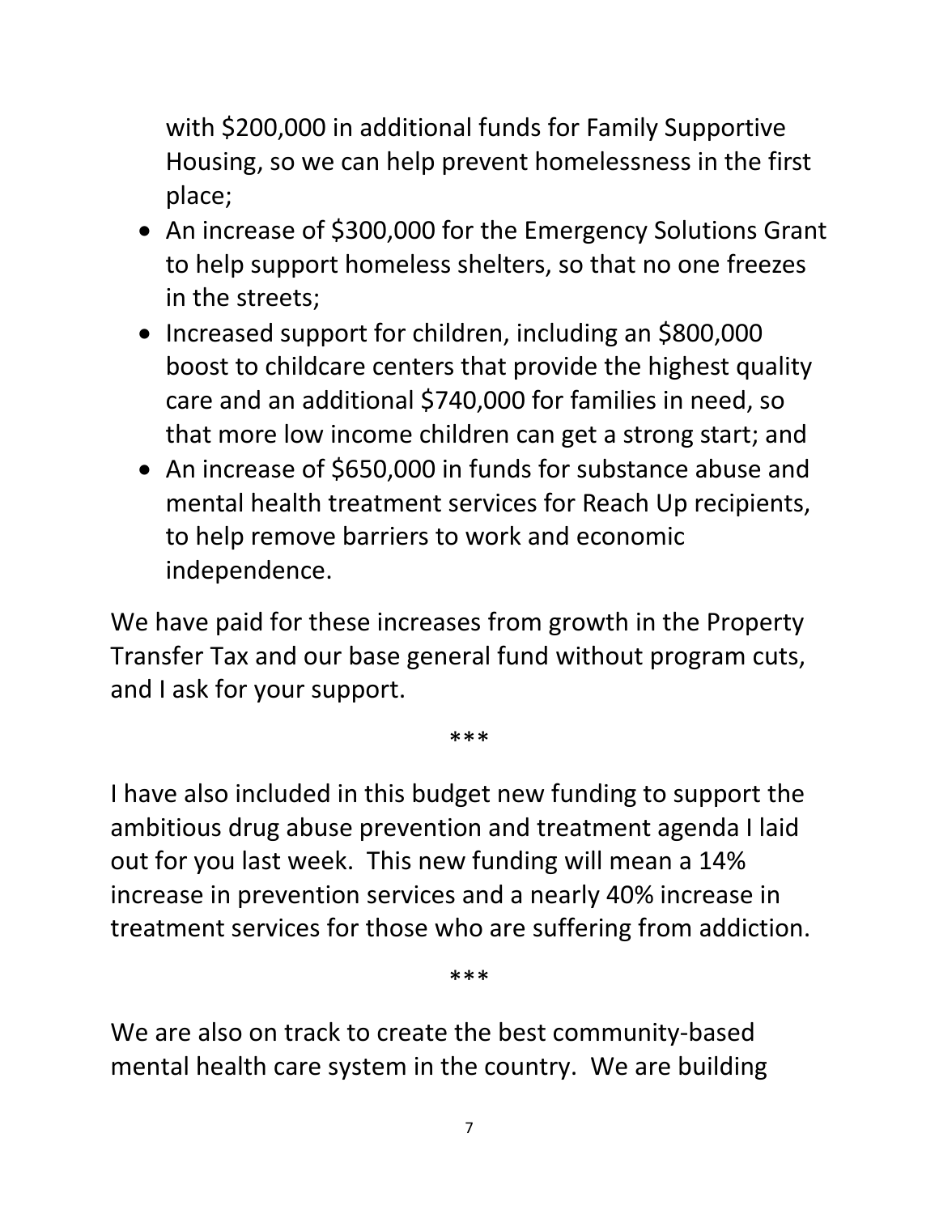with $200,000 in additional funds for Family Supportive Housing, so we can help prevent homelessness in the first place;

- An increase of $300,000 for the Emergency Solutions Grant to help support homeless shelters, so that no one freezes in the streets;
- Increased support for children, including an $800,000 boost to childcare centers that provide the highest quality care and an additional $740,000 for families in need, so that more low income children can get a strong start; and
- An increase of $650,000 in funds for substance abuse and mental health treatment services for Reach Up recipients, to help remove barriers to work and economic independence.

We have paid for these increases from growth in the Property Transfer Tax and our base general fund without program cuts, and I ask for your support.

***

I have also included in this budget new funding to support the ambitious drug abuse prevention and treatment agenda I laid out for you last week. This new funding will mean a 14% increase in prevention services and a nearly 40% increase in treatment services for those who are suffering from addiction.

***

We are also on track to create the best community-based mental health care system in the country. We are building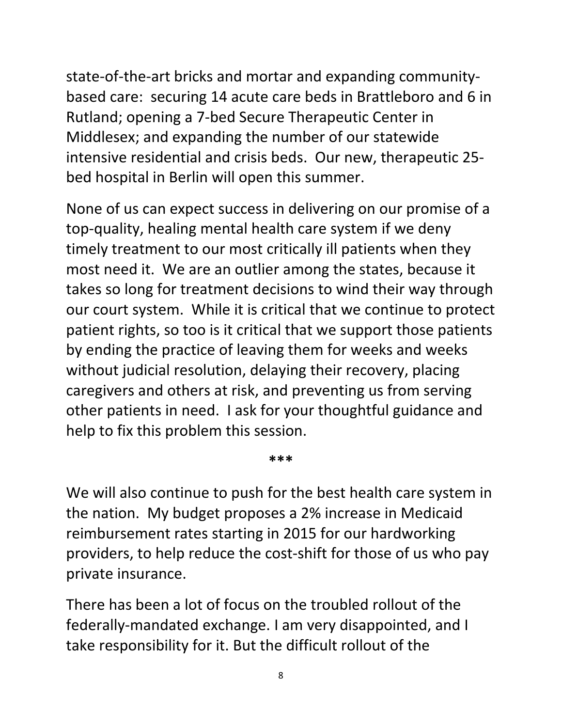state-of-the-art bricks and mortar and expanding community-based care: securing 14 acute care beds in Brattleboro and 6 in Rutland; opening a 7-bed Secure Therapeutic Center in Middlesex; and expanding the number of our statewide intensive residential and crisis beds. Our new, therapeutic 25-bed hospital in Berlin will open this summer.

None of us can expect success in delivering on our promise of a top-quality, healing mental health care system if we deny timely treatment to our most critically ill patients when they most need it. We are an outlier among the states, because it takes so long for treatment decisions to wind their way through our court system. While it is critical that we continue to protect patient rights, so too is it critical that we support those patients by ending the practice of leaving them for weeks and weeks without judicial resolution, delaying their recovery, placing caregivers and others at risk, and preventing us from serving other patients in need. I ask for your thoughtful guidance and help to fix this problem this session.

***

We will also continue to push for the best health care system in the nation. My budget proposes a 2% increase in Medicaid reimbursement rates starting in 2015 for our hardworking providers, to help reduce the cost-shift for those of us who pay private insurance.

There has been a lot of focus on the troubled rollout of the federally-mandated exchange. I am very disappointed, and I take responsibility for it. But the difficult rollout of the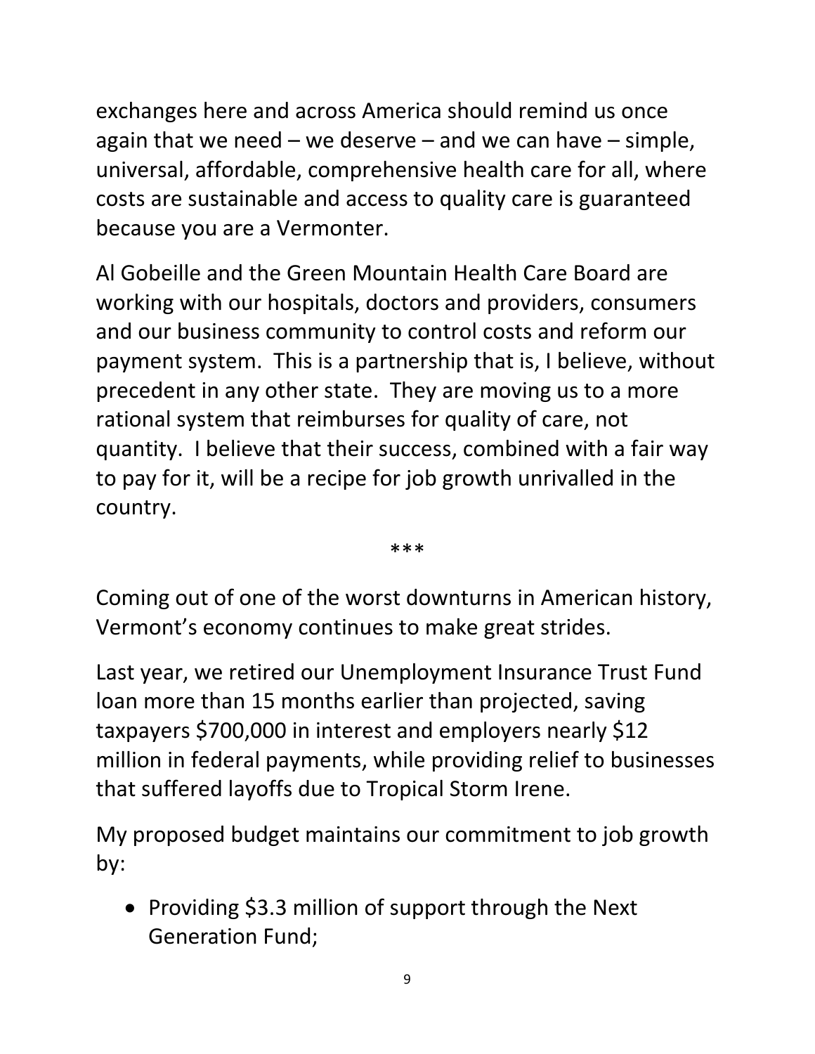exchanges here and across America should remind us once again that we need – we deserve – and we can have – simple, universal, affordable, comprehensive health care for all, where costs are sustainable and access to quality care is guaranteed because you are a Vermonter.

Al Gobeille and the Green Mountain Health Care Board are working with our hospitals, doctors and providers, consumers and our business community to control costs and reform our payment system. This is a partnership that is, I believe, without precedent in any other state. They are moving us to a more rational system that reimburses for quality of care, not quantity. I believe that their success, combined with a fair way to pay for it, will be a recipe for job growth unrivalled in the country.

***

Coming out of one of the worst downturns in American history, Vermont's economy continues to make great strides.

Last year, we retired our Unemployment Insurance Trust Fund loan more than 15 months earlier than projected, saving taxpayers $700,000 in interest and employers nearly $12 million in federal payments, while providing relief to businesses that suffered layoffs due to Tropical Storm Irene.

My proposed budget maintains our commitment to job growth by:

- Providing $3.3 million of support through the Next Generation Fund;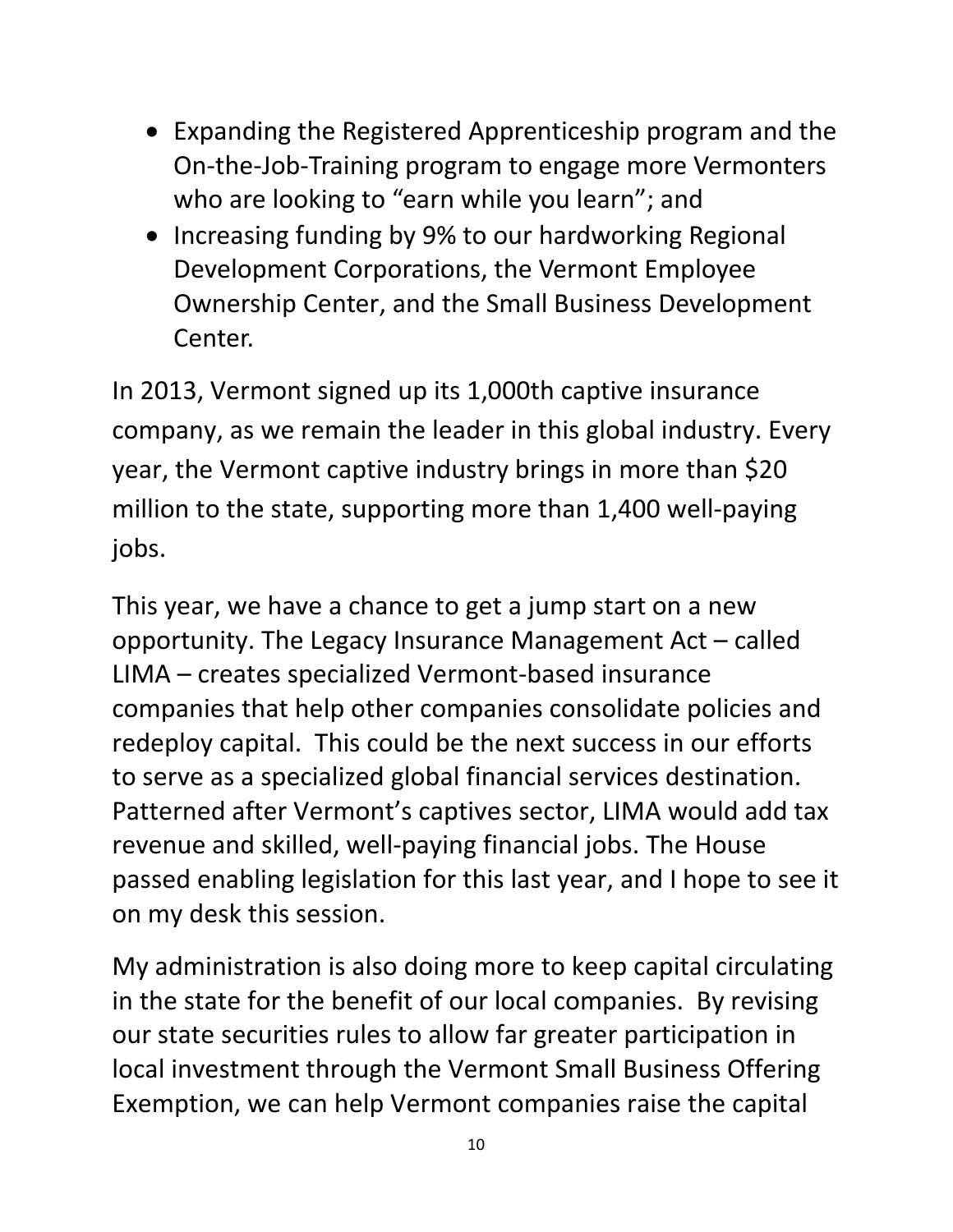- Expanding the Registered Apprenticeship program and the On-the-Job-Training program to engage more Vermonters who are looking to "earn while you learn"; and
- Increasing funding by 9% to our hardworking Regional Development Corporations, the Vermont Employee Ownership Center, and the Small Business Development Center.

In 2013, Vermont signed up its 1,000th captive insurance company, as we remain the leader in this global industry. Every year, the Vermont captive industry brings in more than $20 million to the state, supporting more than 1,400 well-paying jobs.

This year, we have a chance to get a jump start on a new opportunity. The Legacy Insurance Management Act – called LIMA – creates specialized Vermont-based insurance companies that help other companies consolidate policies and redeploy capital. This could be the next success in our efforts to serve as a specialized global financial services destination. Patterned after Vermont's captives sector, LIMA would add tax revenue and skilled, well-paying financial jobs. The House passed enabling legislation for this last year, and I hope to see it on my desk this session.

My administration is also doing more to keep capital circulating in the state for the benefit of our local companies. By revising our state securities rules to allow far greater participation in local investment through the Vermont Small Business Offering Exemption, we can help Vermont companies raise the capital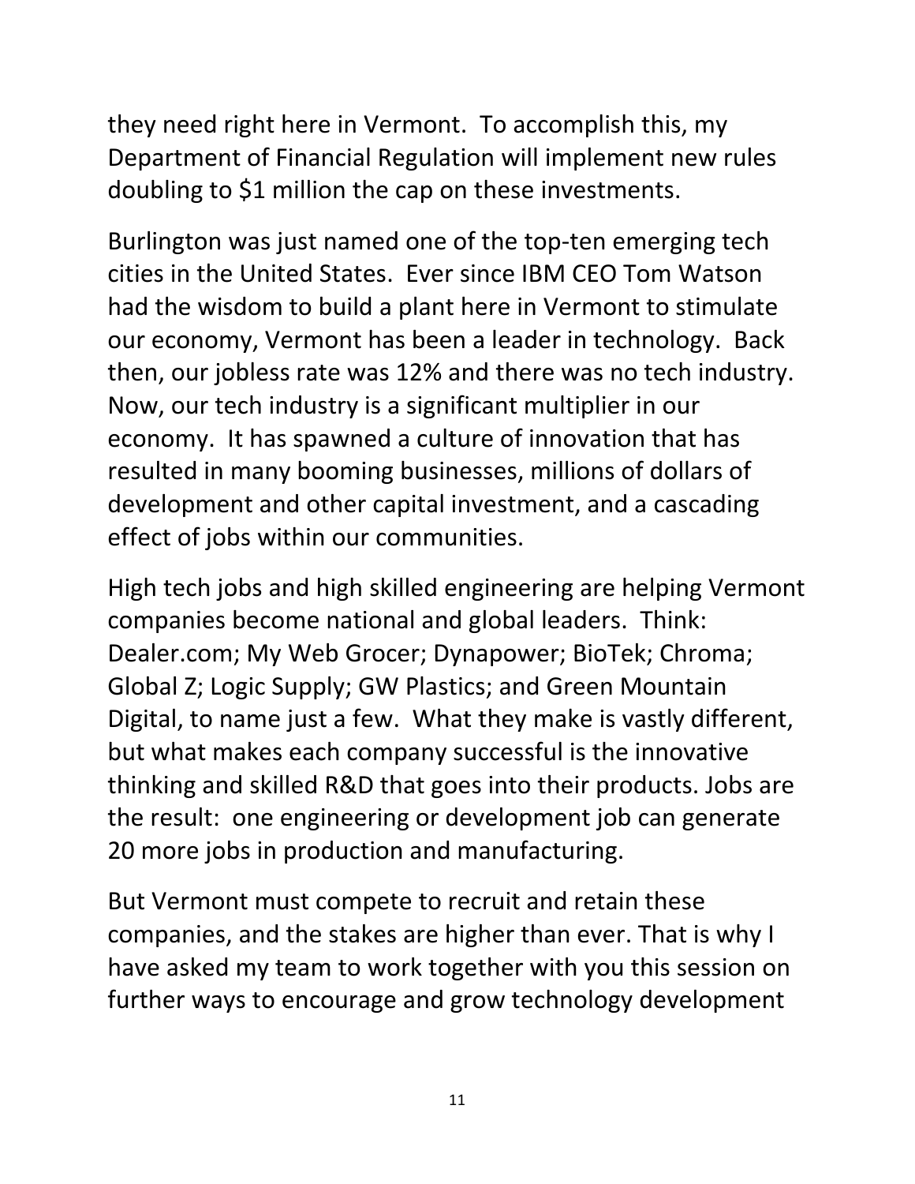they need right here in Vermont. To accomplish this, my Department of Financial Regulation will implement new rules doubling to $1 million the cap on these investments.

Burlington was just named one of the top-ten emerging tech cities in the United States. Ever since IBM CEO Tom Watson had the wisdom to build a plant here in Vermont to stimulate our economy, Vermont has been a leader in technology. Back then, our jobless rate was 12% and there was no tech industry. Now, our tech industry is a significant multiplier in our economy. It has spawned a culture of innovation that has resulted in many booming businesses, millions of dollars of development and other capital investment, and a cascading effect of jobs within our communities.

High tech jobs and high skilled engineering are helping Vermont companies become national and global leaders. Think: Dealer.com; My Web Grocer; Dynapower; BioTek; Chroma; Global Z; Logic Supply; GW Plastics; and Green Mountain Digital, to name just a few. What they make is vastly different, but what makes each company successful is the innovative thinking and skilled R&D that goes into their products. Jobs are the result: one engineering or development job can generate 20 more jobs in production and manufacturing.

But Vermont must compete to recruit and retain these companies, and the stakes are higher than ever. That is why I have asked my team to work together with you this session on further ways to encourage and grow technology development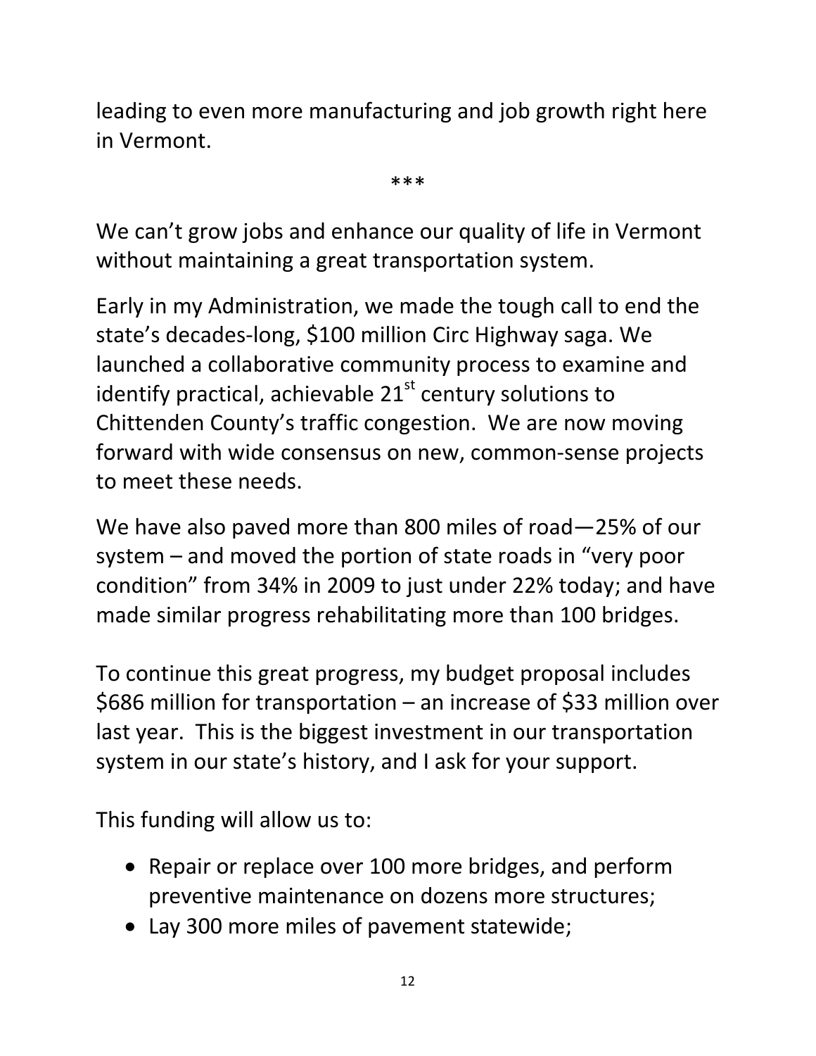leading to even more manufacturing and job growth right here in Vermont.

***

We can't grow jobs and enhance our quality of life in Vermont without maintaining a great transportation system.

Early in my Administration, we made the tough call to end the state's decades-long, $100 million Circ Highway saga. We launched a collaborative community process to examine and identify practical, achievable 21st century solutions to Chittenden County's traffic congestion. We are now moving forward with wide consensus on new, common-sense projects to meet these needs.

We have also paved more than 800 miles of road—25% of our system – and moved the portion of state roads in "very poor condition" from 34% in 2009 to just under 22% today; and have made similar progress rehabilitating more than 100 bridges.

To continue this great progress, my budget proposal includes $686 million for transportation – an increase of $33 million over last year. This is the biggest investment in our transportation system in our state's history, and I ask for your support.

This funding will allow us to:

- Repair or replace over 100 more bridges, and perform preventive maintenance on dozens more structures;
- Lay 300 more miles of pavement statewide;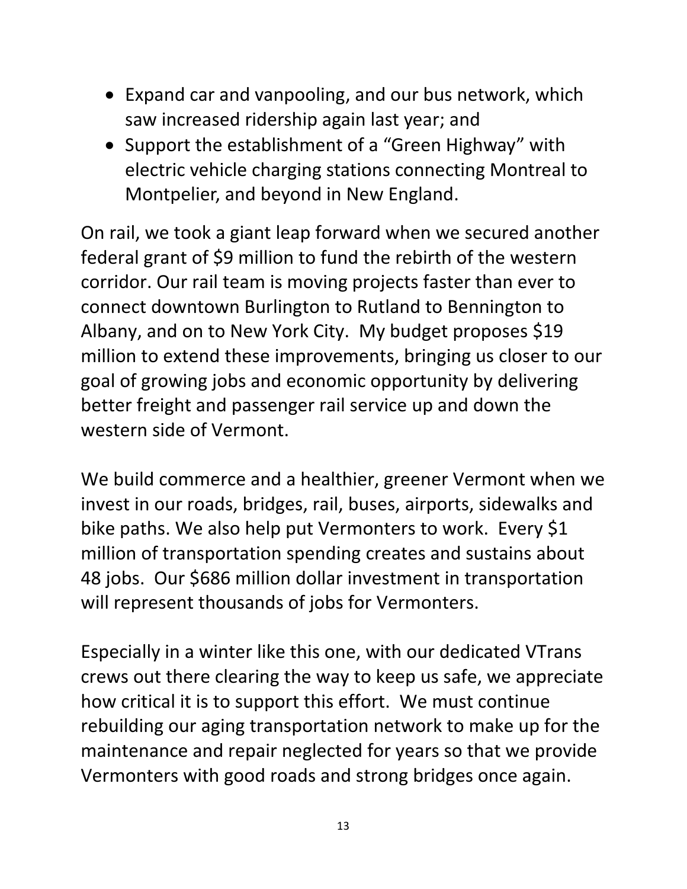- Expand car and vanpooling, and our bus network, which saw increased ridership again last year; and
- Support the establishment of a "Green Highway" with electric vehicle charging stations connecting Montreal to Montpelier, and beyond in New England.

On rail, we took a giant leap forward when we secured another federal grant of $9 million to fund the rebirth of the western corridor. Our rail team is moving projects faster than ever to connect downtown Burlington to Rutland to Bennington to Albany, and on to New York City. My budget proposes $19 million to extend these improvements, bringing us closer to our goal of growing jobs and economic opportunity by delivering better freight and passenger rail service up and down the western side of Vermont.

We build commerce and a healthier, greener Vermont when we invest in our roads, bridges, rail, buses, airports, sidewalks and bike paths. We also help put Vermonters to work. Every $1 million of transportation spending creates and sustains about 48 jobs. Our $686 million dollar investment in transportation will represent thousands of jobs for Vermonters.

Especially in a winter like this one, with our dedicated VTrans crews out there clearing the way to keep us safe, we appreciate how critical it is to support this effort. We must continue rebuilding our aging transportation network to make up for the maintenance and repair neglected for years so that we provide Vermonters with good roads and strong bridges once again.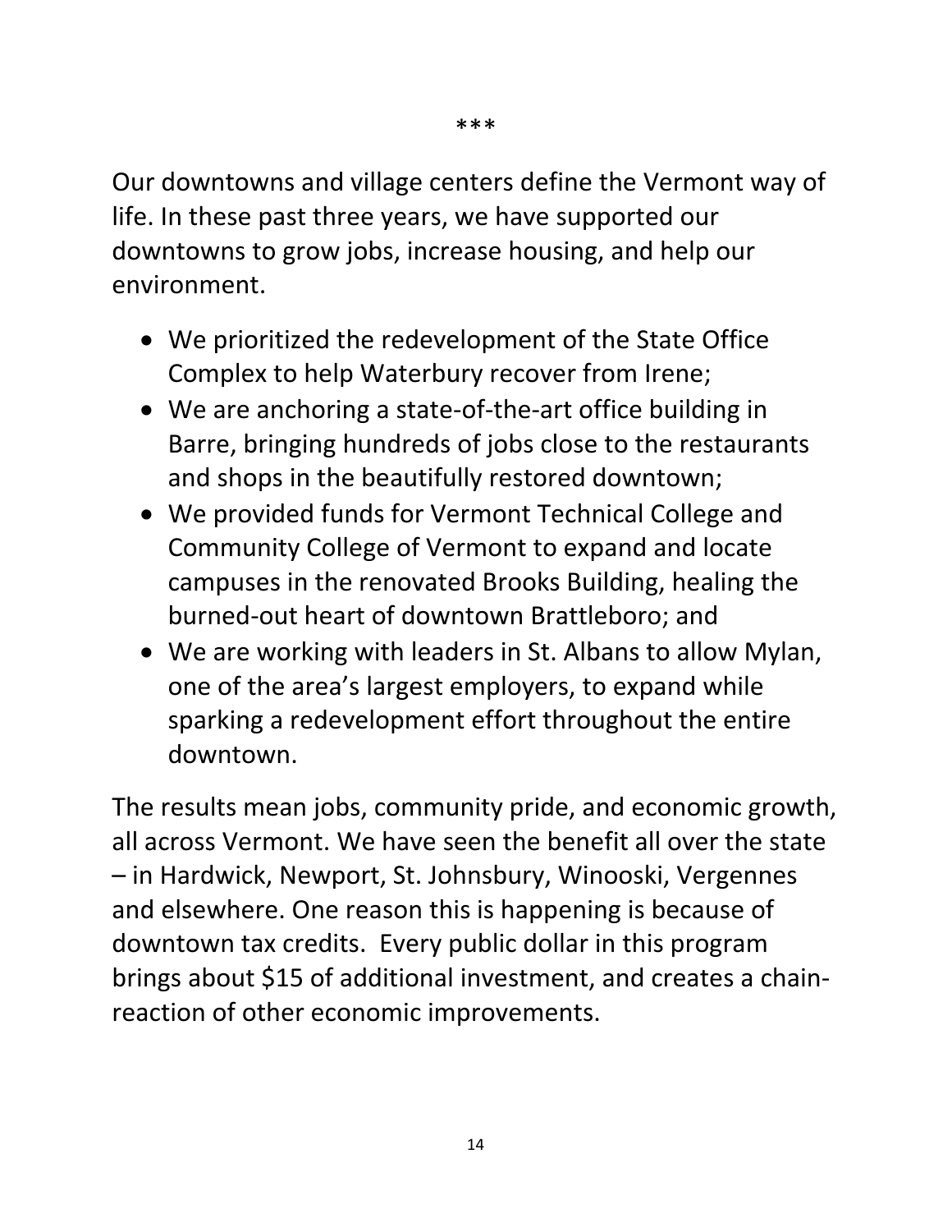***

Our downtowns and village centers define the Vermont way of life. In these past three years, we have supported our downtowns to grow jobs, increase housing, and help our environment.

- We prioritized the redevelopment of the State Office Complex to help Waterbury recover from Irene;
- We are anchoring a state-of-the-art office building in Barre, bringing hundreds of jobs close to the restaurants and shops in the beautifully restored downtown;
- We provided funds for Vermont Technical College and Community College of Vermont to expand and locate campuses in the renovated Brooks Building, healing the burned-out heart of downtown Brattleboro; and
- We are working with leaders in St. Albans to allow Mylan, one of the area's largest employers, to expand while sparking a redevelopment effort throughout the entire downtown.

The results mean jobs, community pride, and economic growth, all across Vermont. We have seen the benefit all over the state – in Hardwick, Newport, St. Johnsbury, Winooski, Vergennes and elsewhere. One reason this is happening is because of downtown tax credits. Every public dollar in this program brings about $15 of additional investment, and creates a chain-reaction of other economic improvements.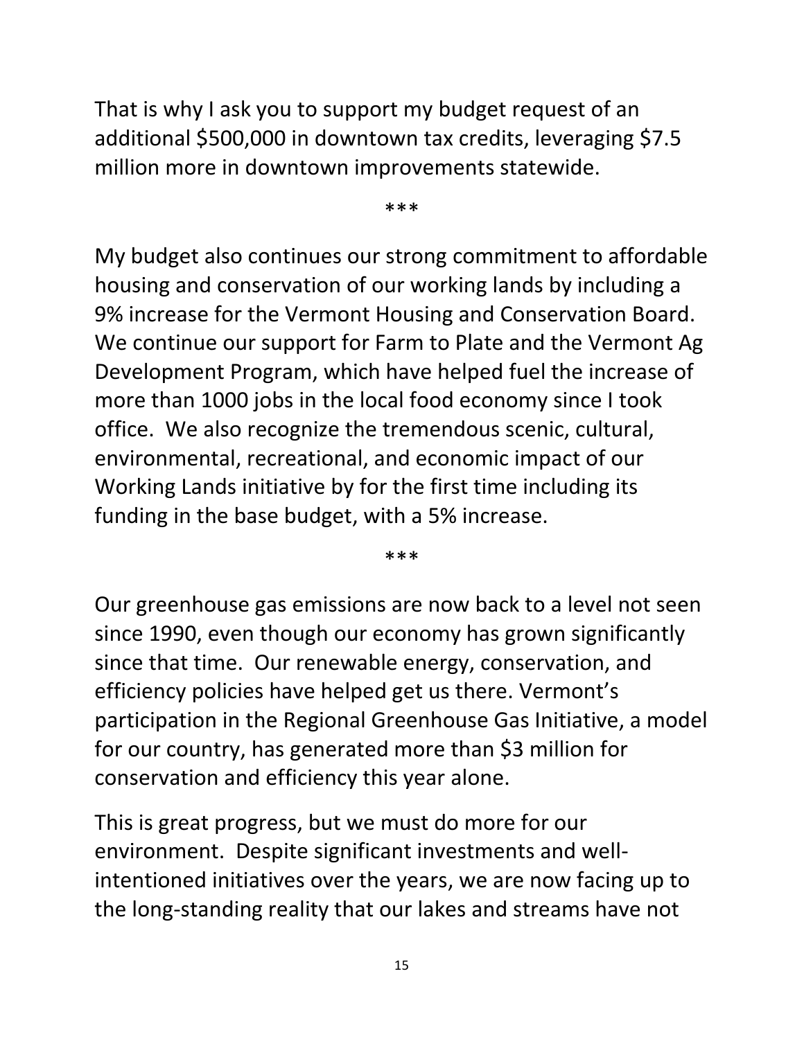That is why I ask you to support my budget request of an additional $500,000 in downtown tax credits, leveraging $7.5 million more in downtown improvements statewide.

***

My budget also continues our strong commitment to affordable housing and conservation of our working lands by including a 9% increase for the Vermont Housing and Conservation Board. We continue our support for Farm to Plate and the Vermont Ag Development Program, which have helped fuel the increase of more than 1000 jobs in the local food economy since I took office. We also recognize the tremendous scenic, cultural, environmental, recreational, and economic impact of our Working Lands initiative by for the first time including its funding in the base budget, with a 5% increase.

***

Our greenhouse gas emissions are now back to a level not seen since 1990, even though our economy has grown significantly since that time. Our renewable energy, conservation, and efficiency policies have helped get us there. Vermont's participation in the Regional Greenhouse Gas Initiative, a model for our country, has generated more than $3 million for conservation and efficiency this year alone.

This is great progress, but we must do more for our environment. Despite significant investments and well-intentioned initiatives over the years, we are now facing up to the long-standing reality that our lakes and streams have not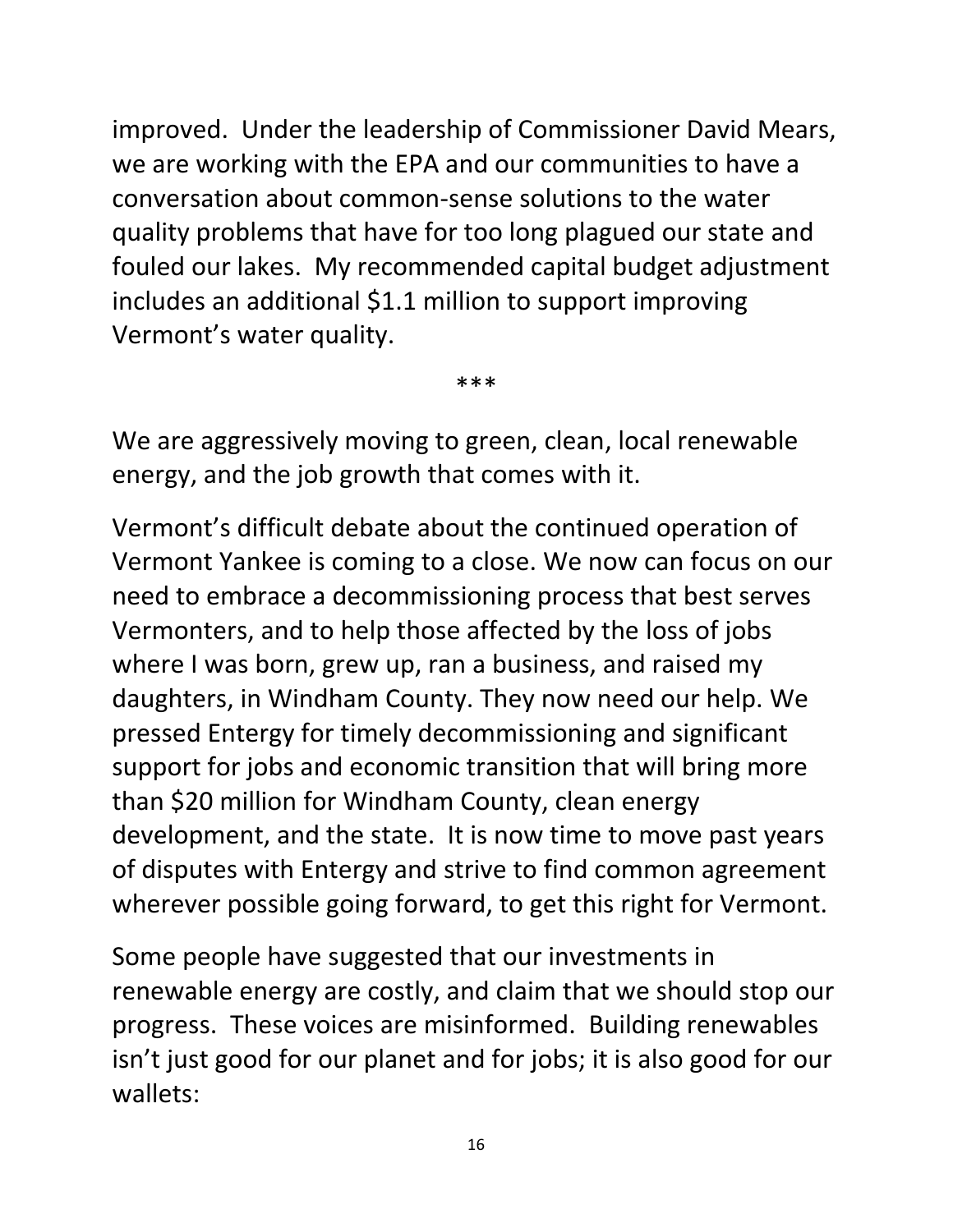improved. Under the leadership of Commissioner David Mears, we are working with the EPA and our communities to have a conversation about common-sense solutions to the water quality problems that have for too long plagued our state and fouled our lakes. My recommended capital budget adjustment includes an additional $1.1 million to support improving Vermont's water quality.

***

We are aggressively moving to green, clean, local renewable energy, and the job growth that comes with it.

Vermont's difficult debate about the continued operation of Vermont Yankee is coming to a close. We now can focus on our need to embrace a decommissioning process that best serves Vermonters, and to help those affected by the loss of jobs where I was born, grew up, ran a business, and raised my daughters, in Windham County. They now need our help. We pressed Entergy for timely decommissioning and significant support for jobs and economic transition that will bring more than $20 million for Windham County, clean energy development, and the state. It is now time to move past years of disputes with Entergy and strive to find common agreement wherever possible going forward, to get this right for Vermont.

Some people have suggested that our investments in renewable energy are costly, and claim that we should stop our progress. These voices are misinformed. Building renewables isn't just good for our planet and for jobs; it is also good for our wallets: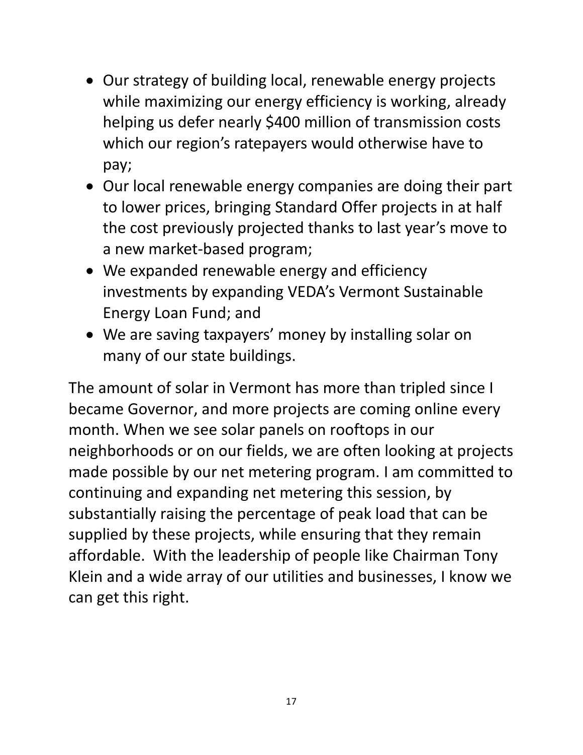- Our strategy of building local, renewable energy projects while maximizing our energy efficiency is working, already helping us defer nearly $400 million of transmission costs which our region's ratepayers would otherwise have to pay;
- Our local renewable energy companies are doing their part to lower prices, bringing Standard Offer projects in at half the cost previously projected thanks to last year's move to a new market-based program;
- We expanded renewable energy and efficiency investments by expanding VEDA's Vermont Sustainable Energy Loan Fund; and
- We are saving taxpayers' money by installing solar on many of our state buildings.

The amount of solar in Vermont has more than tripled since I became Governor, and more projects are coming online every month. When we see solar panels on rooftops in our neighborhoods or on our fields, we are often looking at projects made possible by our net metering program. I am committed to continuing and expanding net metering this session, by substantially raising the percentage of peak load that can be supplied by these projects, while ensuring that they remain affordable. With the leadership of people like Chairman Tony Klein and a wide array of our utilities and businesses, I know we can get this right.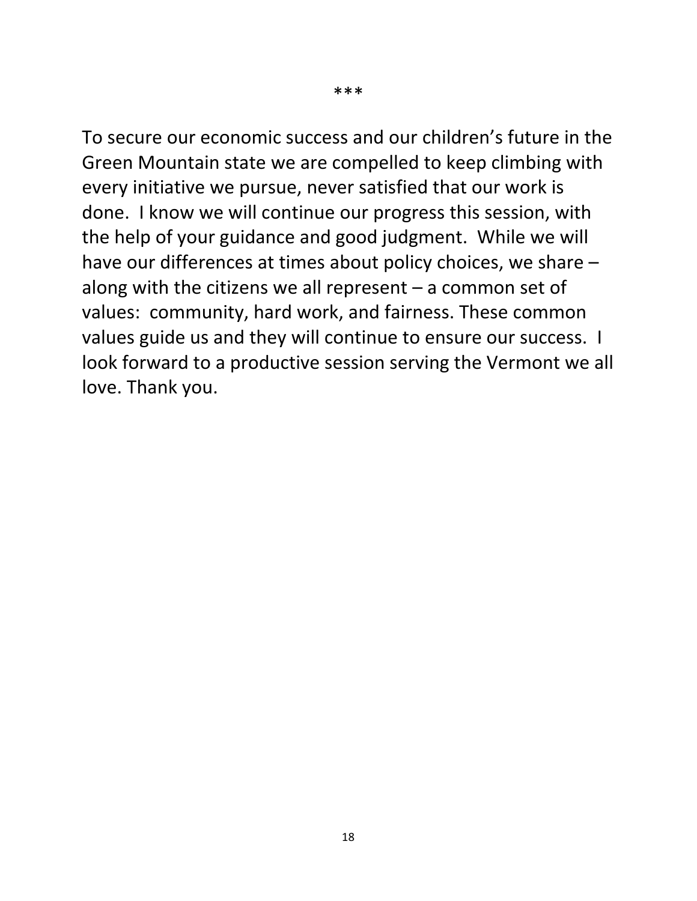***

To secure our economic success and our children's future in the Green Mountain state we are compelled to keep climbing with every initiative we pursue, never satisfied that our work is done. I know we will continue our progress this session, with the help of your guidance and good judgment. While we will have our differences at times about policy choices, we share – along with the citizens we all represent – a common set of values: community, hard work, and fairness. These common values guide us and they will continue to ensure our success. I look forward to a productive session serving the Vermont we all love. Thank you.